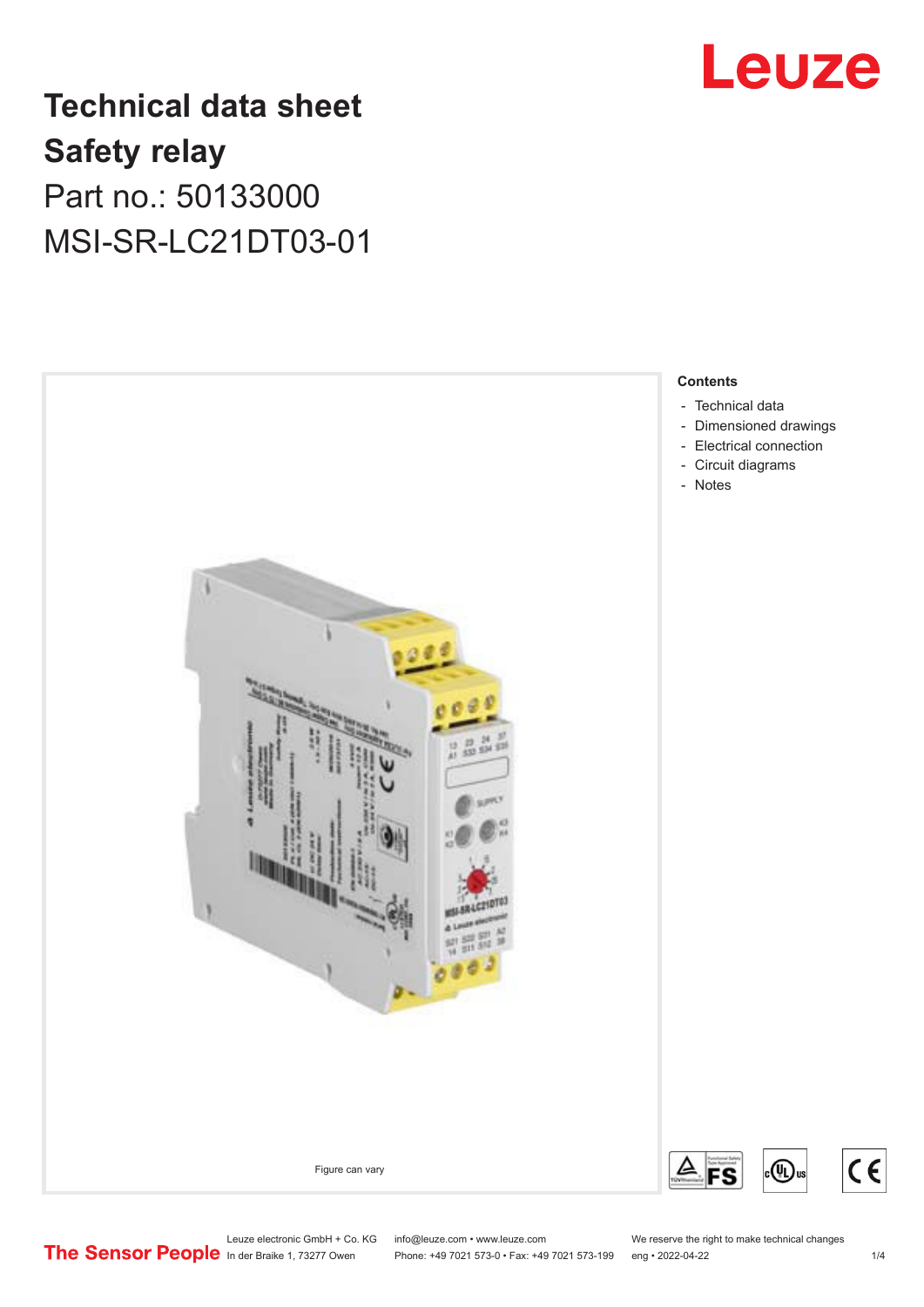# Technical data sheet

# Safety relay

Part no.: 50133000

MSI-SR-LC21DT03-01

Figure can vary

**Contents**

- Technical data
- Dimensioned drawings
- Electrical connection
- Circuit diagrams
- Notes

Leuze electronic GmbH + Co. KG
In der Braike 1, 73277 Owen

info@leuze.com • www.leuze.com
Phone: +49 7021 573-0 • Fax: +49 7021 573-199

We reserve the right to make technical changes
eng • 2022-04-22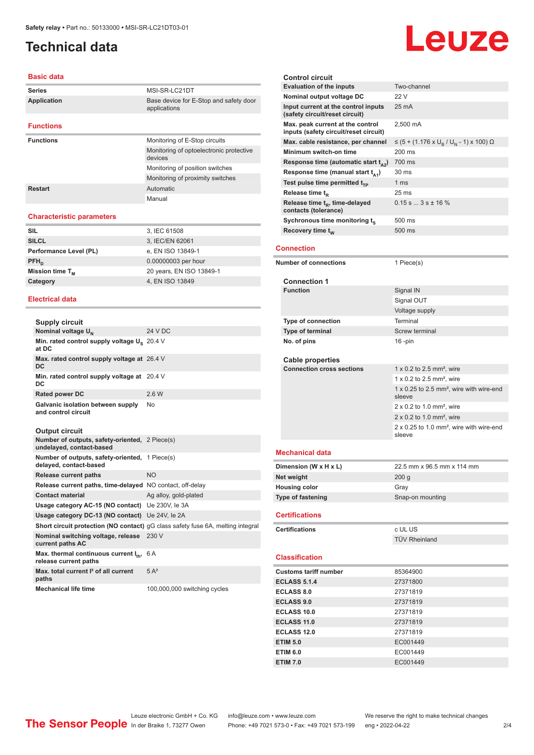# Technical data

## Basic data

| | |
|---|---|
| Series | MSI-SR-LC21DT |
| Application | Base device for E-Stop and safety door applications |

## Functions

| | |
|---|---|
| Functions | Monitoring of E-Stop circuits |
| | Monitoring of optoelectronic protective devices |
| | Monitoring of position switches |
| | Monitoring of proximity switches |
| Restart | Automatic |
| | Manual |

## Characteristic parameters

| | |
|---|---|
| SIL | 3, IEC 61508 |
| SILCL | 3, IEC/EN 62061 |
| Performance Level (PL) | e, EN ISO 13849-1 |
| $PFH_D$ | 0.00000003 per hour |
| Mission time $T_M$ | 20 years, EN ISO 13849-1 |
| Category | 4, EN ISO 13849 |

## Electrical data

### Supply circuit

| | |
|---|---|
| Nominal voltage $U_N$ | 24 V DC |
| Min. rated control supply voltage $U_S$ at DC | 20.4 V |
| Max. rated control supply voltage at DC | 26.4 V |
| Min. rated control supply voltage at DC | 20.4 V |
| Rated power DC | 2.6 W |
| Galvanic isolation between supply and control circuit | No |

### Output circuit

| | |
|---|---|
| Number of outputs, safety-oriented, undelayed, contact-based | 2 Piece(s) |
| Number of outputs, safety-oriented, delayed, contact-based | 1 Piece(s) |
| Release current paths | NO |
| Release current paths, time-delayed | NO contact, off-delay |
| Contact material | Ag alloy, gold-plated |
| Usage category AC-15 (NO contact) | Ue 230V, Ie 3A |
| Usage category DC-13 (NO contact) | Ue 24V, Ie 2A |
| Short circuit protection (NO contact) | gG class safety fuse 6A, melting integral |
| Nominal switching voltage, release current paths AC | 230 V |
| Max. thermal continuous current $I_{th}$, release current paths | 6 A |
| Max. total current $I^2$ of all current paths | 5 A² |
| Mechanical life time | 100,000,000 switching cycles |

### Control circuit

| | |
|---|---|
| Evaluation of the inputs | Two-channel |
| Nominal output voltage DC | 22 V |
| Input current at the control inputs (safety circuit/reset circuit) | 25 mA |
| Max. peak current at the control inputs (safety circuit/reset circuit) | 2,500 mA |
| Max. cable resistance, per channel | ≤ (5 + (1.176 x $U_B$ / $U_N$ - 1) x 100) Ω |
| Minimum switch-on time | 200 ms |
| Response time (automatic start $t_{A2}$) | 700 ms |
| Response time (manual start $t_{A1}$) | 30 ms |
| Test pulse time permitted $t_{TP}$ | 1 ms |
| Release time $t_R$ | 25 ms |
| Release time $t_R$, time-delayed contacts (tolerance) | 0.15 s ... 3 s ± 16 % |
| Sychronous time monitoring $t_S$ | 500 ms |
| Recovery time $t_W$ | 500 ms |

## Connection

| | |
|---|---|
| Number of connections | 1 Piece(s) |

### Connection 1

| | |
|---|---|
| Function | Signal IN |
| | Signal OUT |
| | Voltage supply |
| Type of connection | Terminal |
| Type of terminal | Screw terminal |
| No. of pins | 16 -pin |

### Cable properties

| | |
|---|---|
| Connection cross sections | 1 x 0.2 to 2.5 mm², wire |
| | 1 x 0.2 to 2.5 mm², wire |
| | 1 x 0.25 to 2.5 mm², wire with wire-end sleeve |
| | 2 x 0.2 to 1.0 mm², wire |
| | 2 x 0.2 to 1.0 mm², wire |
| | 2 x 0.25 to 1.0 mm², wire with wire-end sleeve |

## Mechanical data

| | |
|---|---|
| Dimension (W x H x L) | 22.5 mm x 96.5 mm x 114 mm |
| Net weight | 200 g |
| Housing color | Gray |
| Type of fastening | Snap-on mounting |

## Certifications

| | |
|---|---|
| Certifications | c UL US |
| | TÜV Rheinland |

## Classification

| | |
|---|---|
| Customs tariff number | 85364900 |
| ECLASS 5.1.4 | 27371800 |
| ECLASS 8.0 | 27371819 |
| ECLASS 9.0 | 27371819 |
| ECLASS 10.0 | 27371819 |
| ECLASS 11.0 | 27371819 |
| ECLASS 12.0 | 27371819 |
| ETIM 5.0 | EC001449 |
| ETIM 6.0 | EC001449 |
| ETIM 7.0 | EC001449 |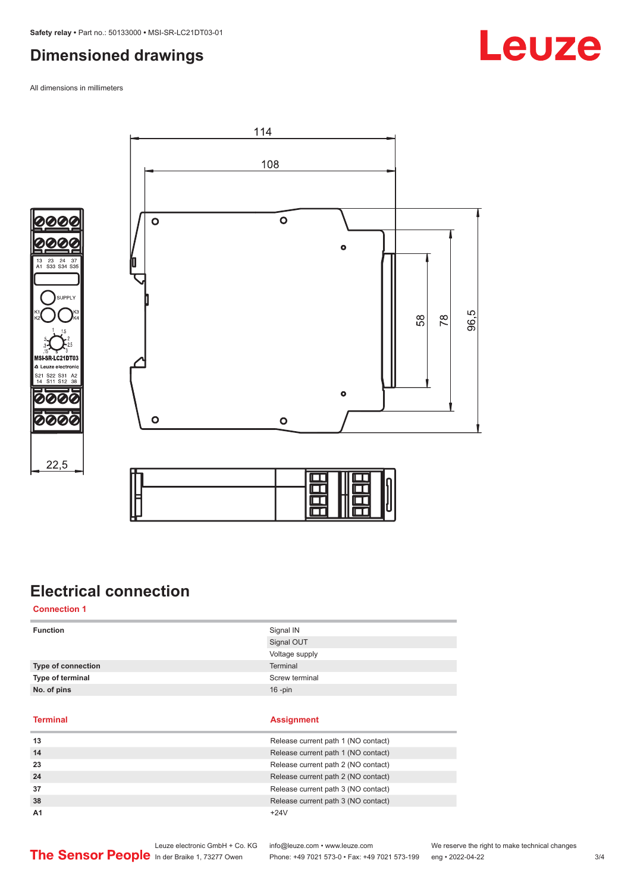## Dimensioned drawings

All dimensions in millimeters

## Electrical connection

**Connection 1**

| Function | Signal IN |
|---|---|
| | Signal OUT |
| | Voltage supply |
| Type of connection | Terminal |
| Type of terminal | Screw terminal |
| No. of pins | 16 -pin |

| Terminal | Assignment |
|---|---|
| 13 | Release current path 1 (NO contact) |
| 14 | Release current path 1 (NO contact) |
| 23 | Release current path 2 (NO contact) |
| 24 | Release current path 2 (NO contact) |
| 37 | Release current path 3 (NO contact) |
| 38 | Release current path 3 (NO contact) |
| A1 | +24V |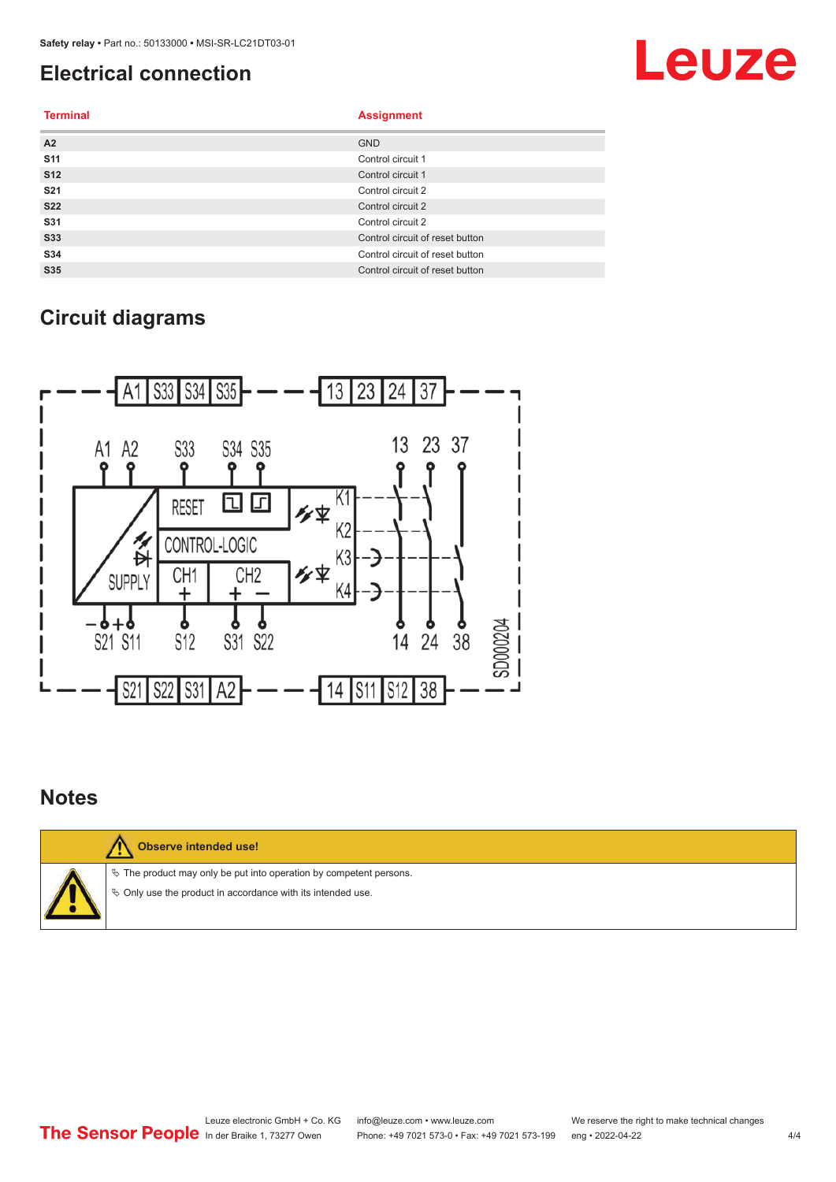## Electrical connection

| Terminal | Assignment |
|---|---|
| A2 | GND |
| S11 | Control circuit 1 |
| S12 | Control circuit 1 |
| S21 | Control circuit 2 |
| S22 | Control circuit 2 |
| S31 | Control circuit 2 |
| S33 | Control circuit of reset button |
| S34 | Control circuit of reset button |
| S35 | Control circuit of reset button |

## Circuit diagrams

A1 S33 S34 S35
13 23 24 37
A1 A2 S33 S34 S35
13 23 37
RESET
CONTROL-LOGIC
SUPPLY
CH1 CH2
K1 K2 K3 K4
S21 S11 S12 S31 S22
14 24 38
SD000204
S21 S22 S31 A2
14 S11 S12 38

## Notes

**Observe intended use!**

- The product may only be put into operation by competent persons.
- Only use the product in accordance with its intended use.